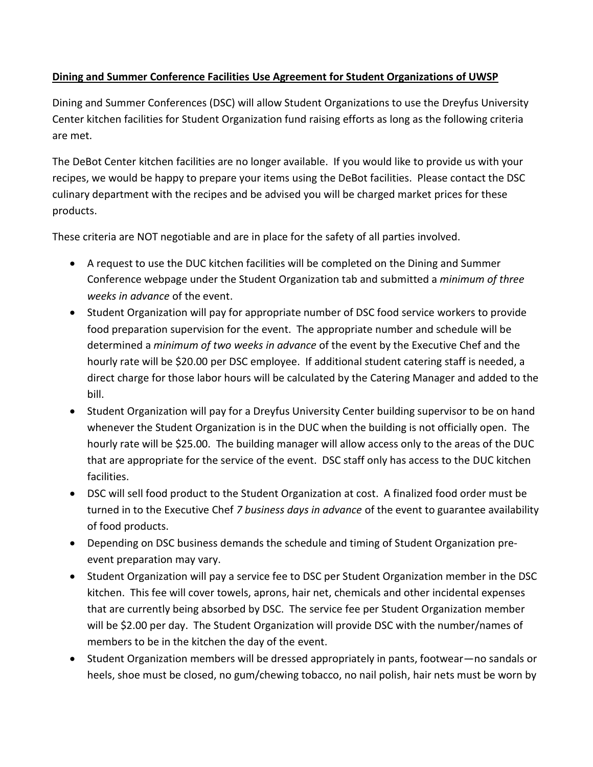**Dining and Summer Conference Facilities Use Agreement for Student Organizations of UWSP**

Dining and Summer Conferences (DSC) will allow Student Organizations to use the Dreyfus University Center kitchen facilities for Student Organization fund raising efforts as long as the following criteria are met.

The DeBot Center kitchen facilities are no longer available. If you would like to provide us with your recipes, we would be happy to prepare your items using the DeBot facilities. Please contact the DSC culinary department with the recipes and be advised you will be charged market prices for these products.

These criteria are NOT negotiable and are in place for the safety of all parties involved.

- A request to use the DUC kitchen facilities will be completed on the Dining and Summer Conference webpage under the Student Organization tab and submitted a *minimum of three weeks in advance* of the event.
- Student Organization will pay for appropriate number of DSC food service workers to provide food preparation supervision for the event. The appropriate number and schedule will be determined a *minimum of two weeks in advance* of the event by the Executive Chef and the hourly rate will be $20.00 per DSC employee. If additional student catering staff is needed, a direct charge for those labor hours will be calculated by the Catering Manager and added to the bill.
- Student Organization will pay for a Dreyfus University Center building supervisor to be on hand whenever the Student Organization is in the DUC when the building is not officially open. The hourly rate will be $25.00. The building manager will allow access only to the areas of the DUC that are appropriate for the service of the event. DSC staff only has access to the DUC kitchen facilities.
- DSC will sell food product to the Student Organization at cost. A finalized food order must be turned in to the Executive Chef *7 business days in advance* of the event to guarantee availability of food products.
- Depending on DSC business demands the schedule and timing of Student Organization pre-event preparation may vary.
- Student Organization will pay a service fee to DSC per Student Organization member in the DSC kitchen. This fee will cover towels, aprons, hair net, chemicals and other incidental expenses that are currently being absorbed by DSC. The service fee per Student Organization member will be $2.00 per day. The Student Organization will provide DSC with the number/names of members to be in the kitchen the day of the event.
- Student Organization members will be dressed appropriately in pants, footwear—no sandals or heels, shoe must be closed, no gum/chewing tobacco, no nail polish, hair nets must be worn by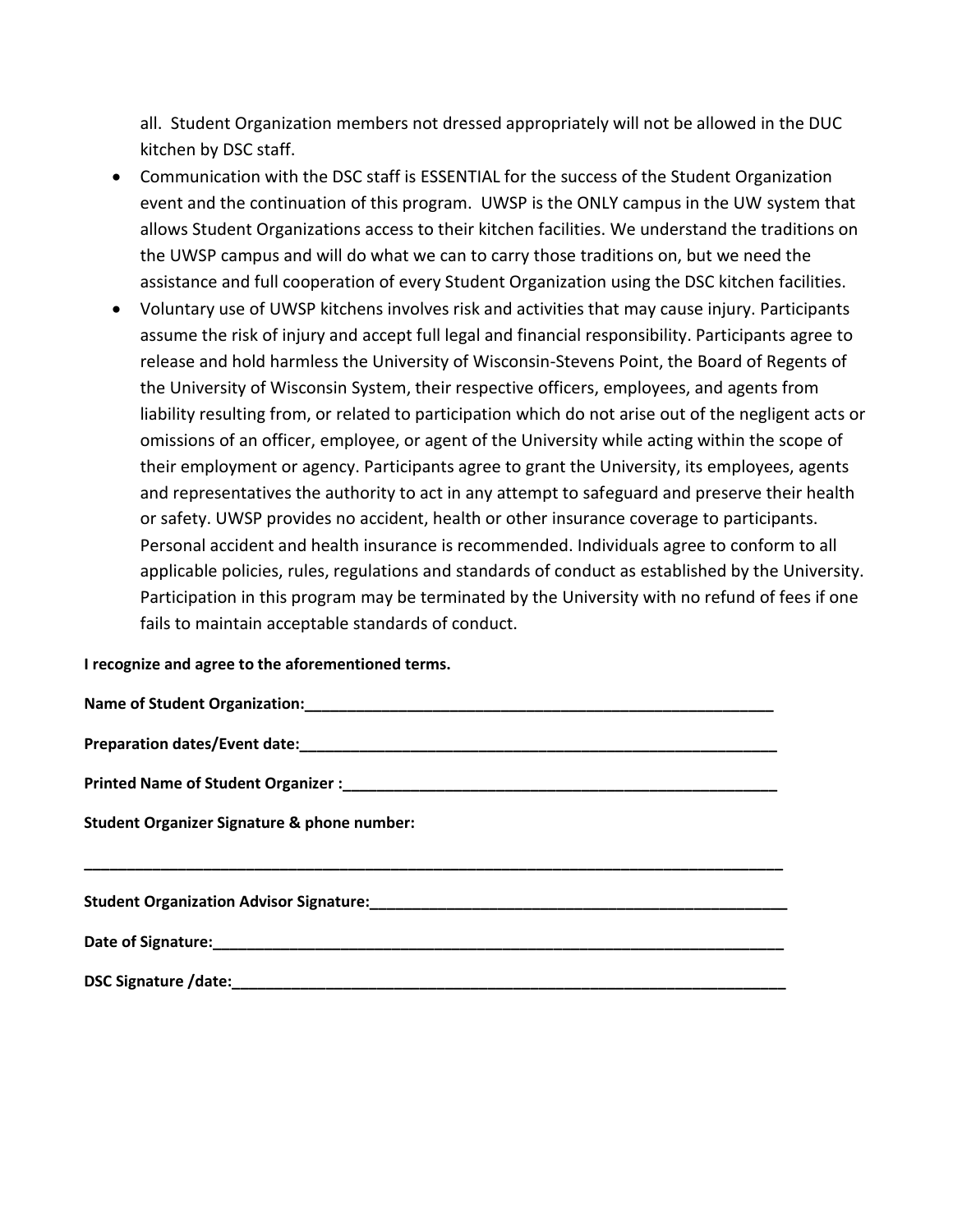all. Student Organization members not dressed appropriately will not be allowed in the DUC kitchen by DSC staff.

- Communication with the DSC staff is ESSENTIAL for the success of the Student Organization event and the continuation of this program. UWSP is the ONLY campus in the UW system that allows Student Organizations access to their kitchen facilities. We understand the traditions on the UWSP campus and will do what we can to carry those traditions on, but we need the assistance and full cooperation of every Student Organization using the DSC kitchen facilities.
- Voluntary use of UWSP kitchens involves risk and activities that may cause injury. Participants assume the risk of injury and accept full legal and financial responsibility. Participants agree to release and hold harmless the University of Wisconsin-Stevens Point, the Board of Regents of the University of Wisconsin System, their respective officers, employees, and agents from liability resulting from, or related to participation which do not arise out of the negligent acts or omissions of an officer, employee, or agent of the University while acting within the scope of their employment or agency. Participants agree to grant the University, its employees, agents and representatives the authority to act in any attempt to safeguard and preserve their health or safety. UWSP provides no accident, health or other insurance coverage to participants. Personal accident and health insurance is recommended. Individuals agree to conform to all applicable policies, rules, regulations and standards of conduct as established by the University. Participation in this program may be terminated by the University with no refund of fees if one fails to maintain acceptable standards of conduct.

**I recognize and agree to the aforementioned terms.**

**Name of Student Organization:**___________________________________________________________

**Preparation dates/Event date:**_____________________________________________________________

**Printed Name of Student Organizer :**______________________________________________________

**Student Organizer Signature & phone number:**

_________________________________________________________________________________________

**Student Organization Advisor Signature:**____________________________________________________

**Date of Signature:**______________________________________________________________________

**DSC Signature /date:**____________________________________________________________________